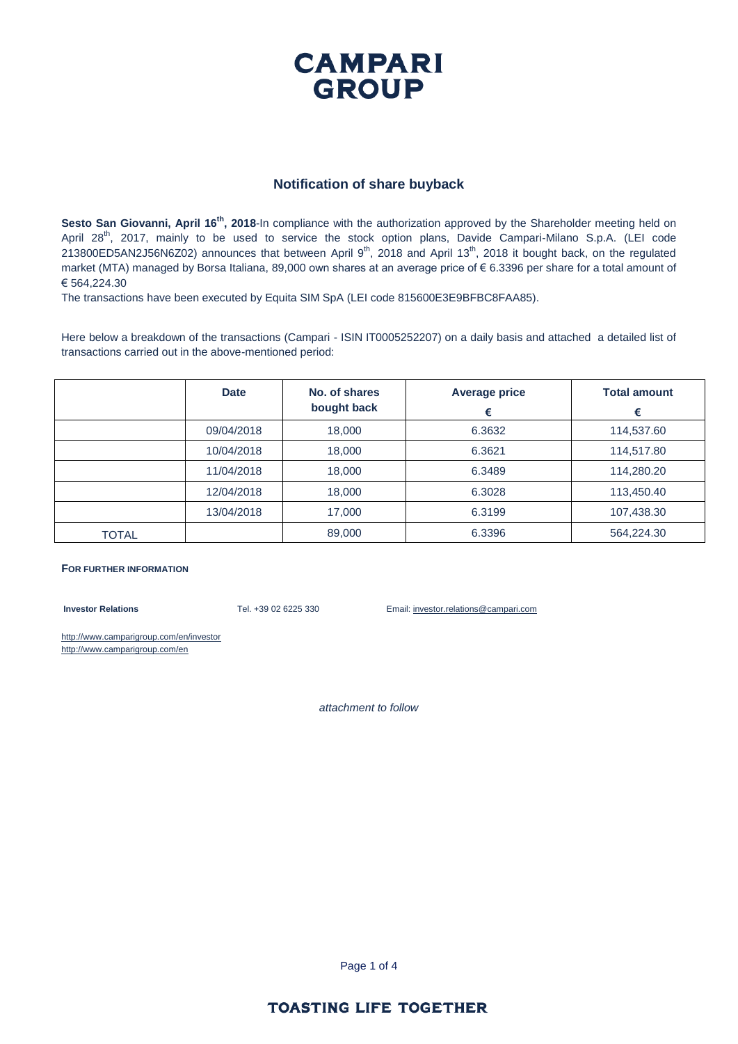# CAMPARI GROUP

## Notification of share buyback

**Sesto San Giovanni, April 16th, 2018**-In compliance with the authorization approved by the Shareholder meeting held on April 28th, 2017, mainly to be used to service the stock option plans, Davide Campari-Milano S.p.A. (LEI code 213800ED5AN2J56N6Z02) announces that between April 9th, 2018 and April 13th, 2018 it bought back, on the regulated market (MTA) managed by Borsa Italiana, 89,000 own shares at an average price of € 6.3396 per share for a total amount of € 564,224.30

The transactions have been executed by Equita SIM SpA (LEI code 815600E3E9BFBC8FAA85).

Here below a breakdown of the transactions (Campari - ISIN IT0005252207) on a daily basis and attached a detailed list of transactions carried out in the above-mentioned period:

| | Date | No. of shares bought back | Average price € | Total amount € |
|---|---|---|---|---|
| | 09/04/2018 | 18,000 | 6.3632 | 114,537.60 |
| | 10/04/2018 | 18,000 | 6.3621 | 114,517.80 |
| | 11/04/2018 | 18,000 | 6.3489 | 114,280.20 |
| | 12/04/2018 | 18,000 | 6.3028 | 113,450.40 |
| | 13/04/2018 | 17,000 | 6.3199 | 107,438.30 |
| TOTAL | | 89,000 | 6.3396 | 564,224.30 |

**FOR FURTHER INFORMATION**

**Investor Relations** Tel. +39 02 6225 330 Email: investor.relations@campari.com

http://www.camparigroup.com/en/investor
http://www.camparigroup.com/en

*attachment to follow*

TOASTING LIFE TOGETHER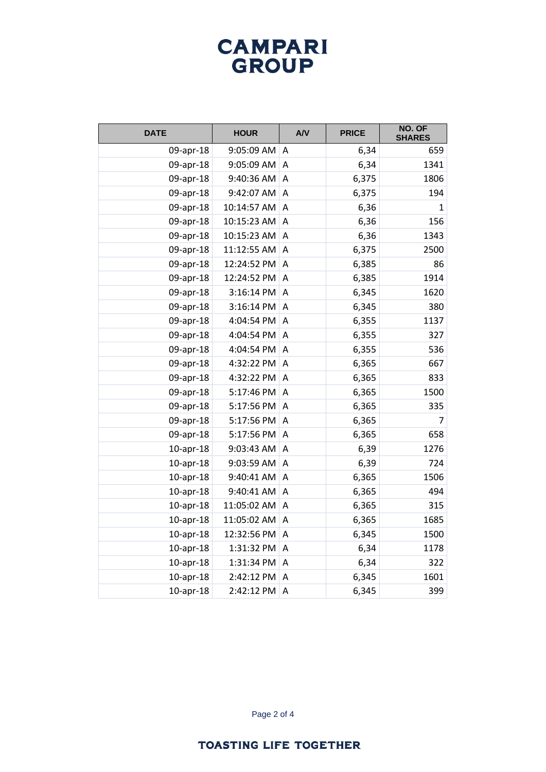# CAMPARI GROUP

| DATE | HOUR | A/V | PRICE | NO. OF SHARES |
|---|---|---|---|---|
| 09-apr-18 | 9:05:09 AM | A | 6,34 | 659 |
| 09-apr-18 | 9:05:09 AM | A | 6,34 | 1341 |
| 09-apr-18 | 9:40:36 AM | A | 6,375 | 1806 |
| 09-apr-18 | 9:42:07 AM | A | 6,375 | 194 |
| 09-apr-18 | 10:14:57 AM | A | 6,36 | 1 |
| 09-apr-18 | 10:15:23 AM | A | 6,36 | 156 |
| 09-apr-18 | 10:15:23 AM | A | 6,36 | 1343 |
| 09-apr-18 | 11:12:55 AM | A | 6,375 | 2500 |
| 09-apr-18 | 12:24:52 PM | A | 6,385 | 86 |
| 09-apr-18 | 12:24:52 PM | A | 6,385 | 1914 |
| 09-apr-18 | 3:16:14 PM | A | 6,345 | 1620 |
| 09-apr-18 | 3:16:14 PM | A | 6,345 | 380 |
| 09-apr-18 | 4:04:54 PM | A | 6,355 | 1137 |
| 09-apr-18 | 4:04:54 PM | A | 6,355 | 327 |
| 09-apr-18 | 4:04:54 PM | A | 6,355 | 536 |
| 09-apr-18 | 4:32:22 PM | A | 6,365 | 667 |
| 09-apr-18 | 4:32:22 PM | A | 6,365 | 833 |
| 09-apr-18 | 5:17:46 PM | A | 6,365 | 1500 |
| 09-apr-18 | 5:17:56 PM | A | 6,365 | 335 |
| 09-apr-18 | 5:17:56 PM | A | 6,365 | 7 |
| 09-apr-18 | 5:17:56 PM | A | 6,365 | 658 |
| 10-apr-18 | 9:03:43 AM | A | 6,39 | 1276 |
| 10-apr-18 | 9:03:59 AM | A | 6,39 | 724 |
| 10-apr-18 | 9:40:41 AM | A | 6,365 | 1506 |
| 10-apr-18 | 9:40:41 AM | A | 6,365 | 494 |
| 10-apr-18 | 11:05:02 AM | A | 6,365 | 315 |
| 10-apr-18 | 11:05:02 AM | A | 6,365 | 1685 |
| 10-apr-18 | 12:32:56 PM | A | 6,345 | 1500 |
| 10-apr-18 | 1:31:32 PM | A | 6,34 | 1178 |
| 10-apr-18 | 1:31:34 PM | A | 6,34 | 322 |
| 10-apr-18 | 2:42:12 PM | A | 6,345 | 1601 |
| 10-apr-18 | 2:42:12 PM | A | 6,345 | 399 |

**TOASTING LIFE TOGETHER**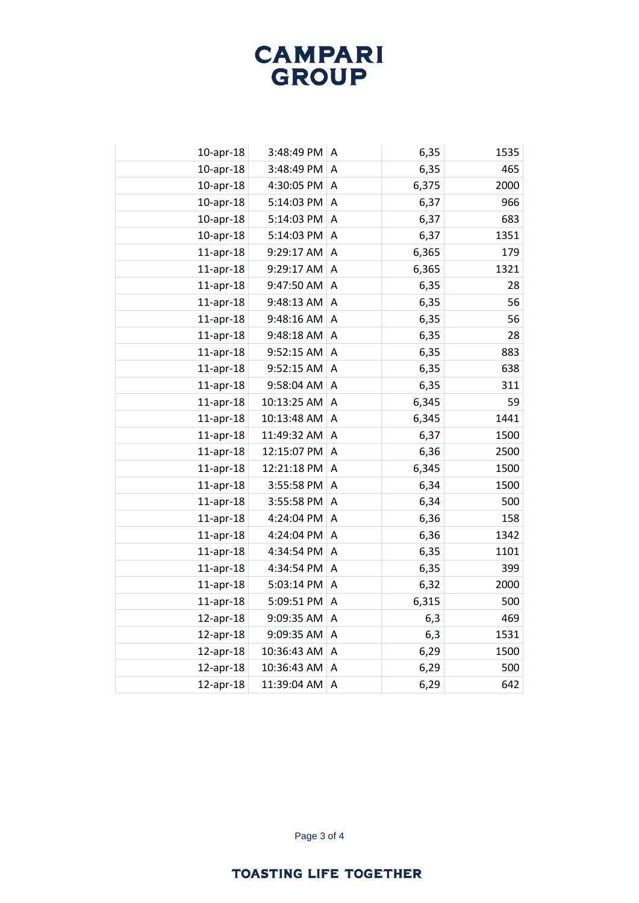| | | | | |
|---|---|---|---|---|
| 10-apr-18 | 3:48:49 PM | A | 6,35 | 1535 |
| 10-apr-18 | 3:48:49 PM | A | 6,35 | 465 |
| 10-apr-18 | 4:30:05 PM | A | 6,375 | 2000 |
| 10-apr-18 | 5:14:03 PM | A | 6,37 | 966 |
| 10-apr-18 | 5:14:03 PM | A | 6,37 | 683 |
| 10-apr-18 | 5:14:03 PM | A | 6,37 | 1351 |
| 11-apr-18 | 9:29:17 AM | A | 6,365 | 179 |
| 11-apr-18 | 9:29:17 AM | A | 6,365 | 1321 |
| 11-apr-18 | 9:47:50 AM | A | 6,35 | 28 |
| 11-apr-18 | 9:48:13 AM | A | 6,35 | 56 |
| 11-apr-18 | 9:48:16 AM | A | 6,35 | 56 |
| 11-apr-18 | 9:48:18 AM | A | 6,35 | 28 |
| 11-apr-18 | 9:52:15 AM | A | 6,35 | 883 |
| 11-apr-18 | 9:52:15 AM | A | 6,35 | 638 |
| 11-apr-18 | 9:58:04 AM | A | 6,35 | 311 |
| 11-apr-18 | 10:13:25 AM | A | 6,345 | 59 |
| 11-apr-18 | 10:13:48 AM | A | 6,345 | 1441 |
| 11-apr-18 | 11:49:32 AM | A | 6,37 | 1500 |
| 11-apr-18 | 12:15:07 PM | A | 6,36 | 2500 |
| 11-apr-18 | 12:21:18 PM | A | 6,345 | 1500 |
| 11-apr-18 | 3:55:58 PM | A | 6,34 | 1500 |
| 11-apr-18 | 3:55:58 PM | A | 6,34 | 500 |
| 11-apr-18 | 4:24:04 PM | A | 6,36 | 158 |
| 11-apr-18 | 4:24:04 PM | A | 6,36 | 1342 |
| 11-apr-18 | 4:34:54 PM | A | 6,35 | 1101 |
| 11-apr-18 | 4:34:54 PM | A | 6,35 | 399 |
| 11-apr-18 | 5:03:14 PM | A | 6,32 | 2000 |
| 11-apr-18 | 5:09:51 PM | A | 6,315 | 500 |
| 12-apr-18 | 9:09:35 AM | A | 6,3 | 469 |
| 12-apr-18 | 9:09:35 AM | A | 6,3 | 1531 |
| 12-apr-18 | 10:36:43 AM | A | 6,29 | 1500 |
| 12-apr-18 | 10:36:43 AM | A | 6,29 | 500 |
| 12-apr-18 | 11:39:04 AM | A | 6,29 | 642 |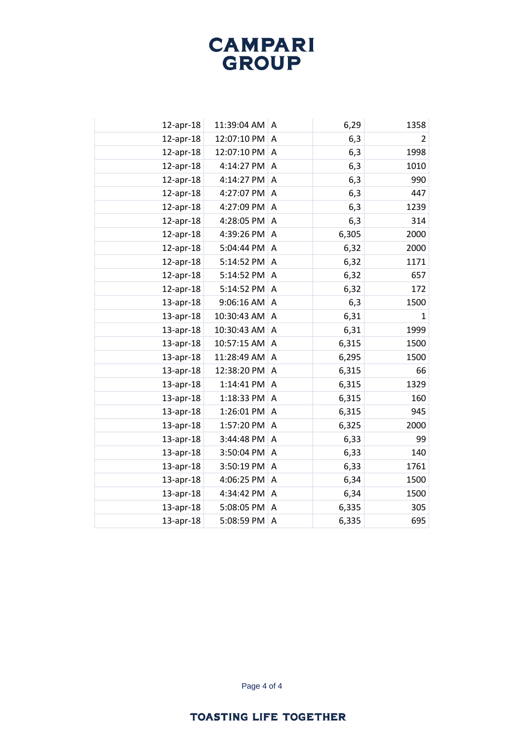CAMPARI GROUP

| | | | | |
|---|---|---|---|---|
| 12-apr-18 | 11:39:04 AM | A | 6,29 | 1358 |
| 12-apr-18 | 12:07:10 PM | A | 6,3 | 2 |
| 12-apr-18 | 12:07:10 PM | A | 6,3 | 1998 |
| 12-apr-18 | 4:14:27 PM | A | 6,3 | 1010 |
| 12-apr-18 | 4:14:27 PM | A | 6,3 | 990 |
| 12-apr-18 | 4:27:07 PM | A | 6,3 | 447 |
| 12-apr-18 | 4:27:09 PM | A | 6,3 | 1239 |
| 12-apr-18 | 4:28:05 PM | A | 6,3 | 314 |
| 12-apr-18 | 4:39:26 PM | A | 6,305 | 2000 |
| 12-apr-18 | 5:04:44 PM | A | 6,32 | 2000 |
| 12-apr-18 | 5:14:52 PM | A | 6,32 | 1171 |
| 12-apr-18 | 5:14:52 PM | A | 6,32 | 657 |
| 12-apr-18 | 5:14:52 PM | A | 6,32 | 172 |
| 13-apr-18 | 9:06:16 AM | A | 6,3 | 1500 |
| 13-apr-18 | 10:30:43 AM | A | 6,31 | 1 |
| 13-apr-18 | 10:30:43 AM | A | 6,31 | 1999 |
| 13-apr-18 | 10:57:15 AM | A | 6,315 | 1500 |
| 13-apr-18 | 11:28:49 AM | A | 6,295 | 1500 |
| 13-apr-18 | 12:38:20 PM | A | 6,315 | 66 |
| 13-apr-18 | 1:14:41 PM | A | 6,315 | 1329 |
| 13-apr-18 | 1:18:33 PM | A | 6,315 | 160 |
| 13-apr-18 | 1:26:01 PM | A | 6,315 | 945 |
| 13-apr-18 | 1:57:20 PM | A | 6,325 | 2000 |
| 13-apr-18 | 3:44:48 PM | A | 6,33 | 99 |
| 13-apr-18 | 3:50:04 PM | A | 6,33 | 140 |
| 13-apr-18 | 3:50:19 PM | A | 6,33 | 1761 |
| 13-apr-18 | 4:06:25 PM | A | 6,34 | 1500 |
| 13-apr-18 | 4:34:42 PM | A | 6,34 | 1500 |
| 13-apr-18 | 5:08:05 PM | A | 6,335 | 305 |
| 13-apr-18 | 5:08:59 PM | A | 6,335 | 695 |

TOASTING LIFE TOGETHER